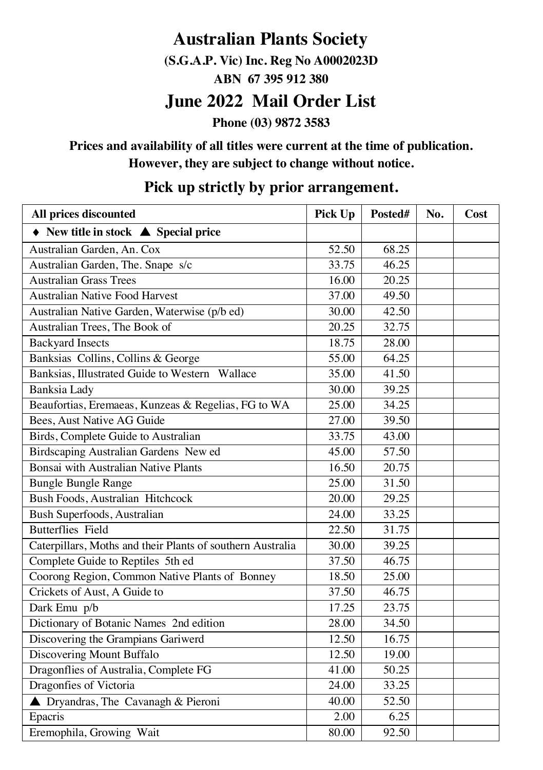# Australian Plants Society

**(S.G.A.P. Vic) Inc. Reg No A0002023D**

**ABN 67 395 912 380**

# June 2022 Mail Order List

**Phone (03) 9872 3583**

**Prices and availability of all titles were current at the time of publication. However, they are subject to change without notice.**

## Pick up strictly by prior arrangement.

| All prices discounted | Pick Up | Posted# | No. | Cost |
|---|---|---|---|---|
| ♦ New title in stock ▲ Special price | | | | |
| Australian Garden, An. Cox | 52.50 | 68.25 | | |
| Australian Garden, The. Snape s/c | 33.75 | 46.25 | | |
| Australian Grass Trees | 16.00 | 20.25 | | |
| Australian Native Food Harvest | 37.00 | 49.50 | | |
| Australian Native Garden, Waterwise (p/b ed) | 30.00 | 42.50 | | |
| Australian Trees, The Book of | 20.25 | 32.75 | | |
| Backyard Insects | 18.75 | 28.00 | | |
| Banksias Collins, Collins & George | 55.00 | 64.25 | | |
| Banksias, Illustrated Guide to Western Wallace | 35.00 | 41.50 | | |
| Banksia Lady | 30.00 | 39.25 | | |
| Beaufortias, Eremaeas, Kunzeas & Regelias, FG to WA | 25.00 | 34.25 | | |
| Bees, Aust Native AG Guide | 27.00 | 39.50 | | |
| Birds, Complete Guide to Australian | 33.75 | 43.00 | | |
| Birdscaping Australian Gardens New ed | 45.00 | 57.50 | | |
| Bonsai with Australian Native Plants | 16.50 | 20.75 | | |
| Bungle Bungle Range | 25.00 | 31.50 | | |
| Bush Foods, Australian Hitchcock | 20.00 | 29.25 | | |
| Bush Superfoods, Australian | 24.00 | 33.25 | | |
| Butterflies Field | 22.50 | 31.75 | | |
| Caterpillars, Moths and their Plants of southern Australia | 30.00 | 39.25 | | |
| Complete Guide to Reptiles 5th ed | 37.50 | 46.75 | | |
| Coorong Region, Common Native Plants of Bonney | 18.50 | 25.00 | | |
| Crickets of Aust, A Guide to | 37.50 | 46.75 | | |
| Dark Emu p/b | 17.25 | 23.75 | | |
| Dictionary of Botanic Names 2nd edition | 28.00 | 34.50 | | |
| Discovering the Grampians Gariwerd | 12.50 | 16.75 | | |
| Discovering Mount Buffalo | 12.50 | 19.00 | | |
| Dragonflies of Australia, Complete FG | 41.00 | 50.25 | | |
| Dragonfies of Victoria | 24.00 | 33.25 | | |
| ▲ Dryandras, The Cavanagh & Pieroni | 40.00 | 52.50 | | |
| Epacris | 2.00 | 6.25 | | |
| Eremophila, Growing Wait | 80.00 | 92.50 | | |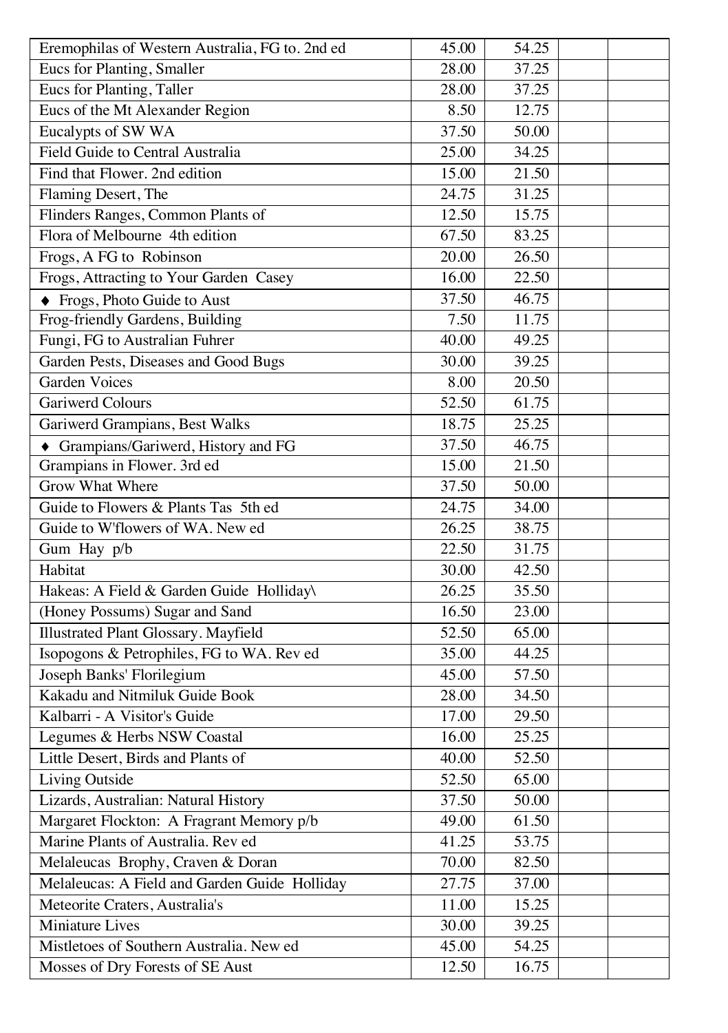| Eremophilas of Western Australia, FG to. 2nd ed | 45.00 | 54.25 | | |
|---|---|---|---|---|
| Eucs for Planting, Smaller | 28.00 | 37.25 | | |
| Eucs for Planting, Taller | 28.00 | 37.25 | | |
| Eucs of the Mt Alexander Region | 8.50 | 12.75 | | |
| Eucalypts of SW WA | 37.50 | 50.00 | | |
| Field Guide to Central Australia | 25.00 | 34.25 | | |
| Find that Flower. 2nd edition | 15.00 | 21.50 | | |
| Flaming Desert, The | 24.75 | 31.25 | | |
| Flinders Ranges, Common Plants of | 12.50 | 15.75 | | |
| Flora of Melbourne 4th edition | 67.50 | 83.25 | | |
| Frogs, A FG to Robinson | 20.00 | 26.50 | | |
| Frogs, Attracting to Your Garden Casey | 16.00 | 22.50 | | |
| ♦ Frogs, Photo Guide to Aust | 37.50 | 46.75 | | |
| Frog-friendly Gardens, Building | 7.50 | 11.75 | | |
| Fungi, FG to Australian Fuhrer | 40.00 | 49.25 | | |
| Garden Pests, Diseases and Good Bugs | 30.00 | 39.25 | | |
| Garden Voices | 8.00 | 20.50 | | |
| Gariwerd Colours | 52.50 | 61.75 | | |
| Gariwerd Grampians, Best Walks | 18.75 | 25.25 | | |
| ♦ Grampians/Gariwerd, History and FG | 37.50 | 46.75 | | |
| Grampians in Flower. 3rd ed | 15.00 | 21.50 | | |
| Grow What Where | 37.50 | 50.00 | | |
| Guide to Flowers & Plants Tas 5th ed | 24.75 | 34.00 | | |
| Guide to W'flowers of WA. New ed | 26.25 | 38.75 | | |
| Gum Hay p/b | 22.50 | 31.75 | | |
| Habitat | 30.00 | 42.50 | | |
| Hakeas: A Field & Garden Guide Holliday\ | 26.25 | 35.50 | | |
| (Honey Possums) Sugar and Sand | 16.50 | 23.00 | | |
| Illustrated Plant Glossary. Mayfield | 52.50 | 65.00 | | |
| Isopogons & Petrophiles, FG to WA. Rev ed | 35.00 | 44.25 | | |
| Joseph Banks' Florilegium | 45.00 | 57.50 | | |
| Kakadu and Nitmiluk Guide Book | 28.00 | 34.50 | | |
| Kalbarri - A Visitor's Guide | 17.00 | 29.50 | | |
| Legumes & Herbs NSW Coastal | 16.00 | 25.25 | | |
| Little Desert, Birds and Plants of | 40.00 | 52.50 | | |
| Living Outside | 52.50 | 65.00 | | |
| Lizards, Australian: Natural History | 37.50 | 50.00 | | |
| Margaret Flockton: A Fragrant Memory p/b | 49.00 | 61.50 | | |
| Marine Plants of Australia. Rev ed | 41.25 | 53.75 | | |
| Melaleucas Brophy, Craven & Doran | 70.00 | 82.50 | | |
| Melaleucas: A Field and Garden Guide Holliday | 27.75 | 37.00 | | |
| Meteorite Craters, Australia's | 11.00 | 15.25 | | |
| Miniature Lives | 30.00 | 39.25 | | |
| Mistletoes of Southern Australia. New ed | 45.00 | 54.25 | | |
| Mosses of Dry Forests of SE Aust | 12.50 | 16.75 | | |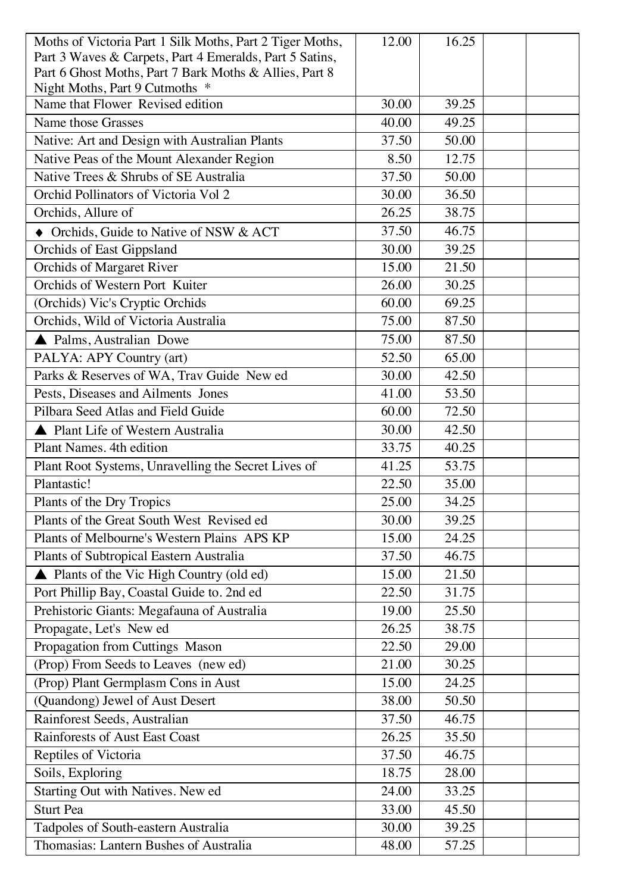| | | | | |
|---|---|---|---|---|
| Moths of Victoria Part 1 Silk Moths, Part 2 Tiger Moths, Part 3 Waves & Carpets, Part 4 Emeralds, Part 5 Satins, Part 6 Ghost Moths, Part 7 Bark Moths & Allies, Part 8 Night Moths, Part 9 Cutmoths * | 12.00 | 16.25 | | |
| Name that Flower Revised edition | 30.00 | 39.25 | | |
| Name those Grasses | 40.00 | 49.25 | | |
| Native: Art and Design with Australian Plants | 37.50 | 50.00 | | |
| Native Peas of the Mount Alexander Region | 8.50 | 12.75 | | |
| Native Trees & Shrubs of SE Australia | 37.50 | 50.00 | | |
| Orchid Pollinators of Victoria Vol 2 | 30.00 | 36.50 | | |
| Orchids, Allure of | 26.25 | 38.75 | | |
| ♦ Orchids, Guide to Native of NSW & ACT | 37.50 | 46.75 | | |
| Orchids of East Gippsland | 30.00 | 39.25 | | |
| Orchids of Margaret River | 15.00 | 21.50 | | |
| Orchids of Western Port Kuiter | 26.00 | 30.25 | | |
| (Orchids) Vic's Cryptic Orchids | 60.00 | 69.25 | | |
| Orchids, Wild of Victoria Australia | 75.00 | 87.50 | | |
| ▲ Palms, Australian Dowe | 75.00 | 87.50 | | |
| PALYA: APY Country (art) | 52.50 | 65.00 | | |
| Parks & Reserves of WA, Trav Guide New ed | 30.00 | 42.50 | | |
| Pests, Diseases and Ailments Jones | 41.00 | 53.50 | | |
| Pilbara Seed Atlas and Field Guide | 60.00 | 72.50 | | |
| ▲ Plant Life of Western Australia | 30.00 | 42.50 | | |
| Plant Names. 4th edition | 33.75 | 40.25 | | |
| Plant Root Systems, Unravelling the Secret Lives of | 41.25 | 53.75 | | |
| Plantastic! | 22.50 | 35.00 | | |
| Plants of the Dry Tropics | 25.00 | 34.25 | | |
| Plants of the Great South West Revised ed | 30.00 | 39.25 | | |
| Plants of Melbourne's Western Plains APS KP | 15.00 | 24.25 | | |
| Plants of Subtropical Eastern Australia | 37.50 | 46.75 | | |
| ▲ Plants of the Vic High Country (old ed) | 15.00 | 21.50 | | |
| Port Phillip Bay, Coastal Guide to. 2nd ed | 22.50 | 31.75 | | |
| Prehistoric Giants: Megafauna of Australia | 19.00 | 25.50 | | |
| Propagate, Let's New ed | 26.25 | 38.75 | | |
| Propagation from Cuttings Mason | 22.50 | 29.00 | | |
| (Prop) From Seeds to Leaves (new ed) | 21.00 | 30.25 | | |
| (Prop) Plant Germplasm Cons in Aust | 15.00 | 24.25 | | |
| (Quandong) Jewel of Aust Desert | 38.00 | 50.50 | | |
| Rainforest Seeds, Australian | 37.50 | 46.75 | | |
| Rainforests of Aust East Coast | 26.25 | 35.50 | | |
| Reptiles of Victoria | 37.50 | 46.75 | | |
| Soils, Exploring | 18.75 | 28.00 | | |
| Starting Out with Natives. New ed | 24.00 | 33.25 | | |
| Sturt Pea | 33.00 | 45.50 | | |
| Tadpoles of South-eastern Australia | 30.00 | 39.25 | | |
| Thomasias: Lantern Bushes of Australia | 48.00 | 57.25 | | |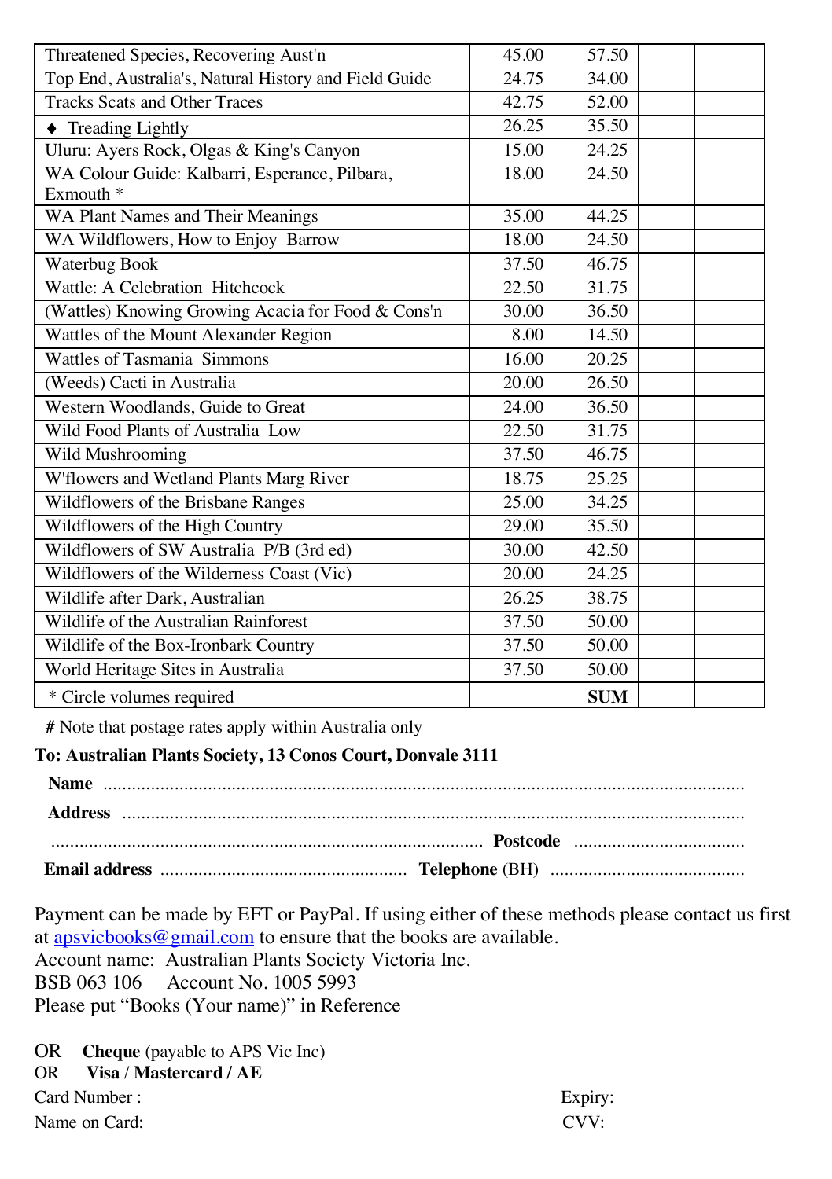| | | | | |
|---|---|---|---|---|
| Threatened Species, Recovering Aust'n | 45.00 | 57.50 | | |
| Top End, Australia's, Natural History and Field Guide | 24.75 | 34.00 | | |
| Tracks Scats and Other Traces | 42.75 | 52.00 | | |
| ♦ Treading Lightly | 26.25 | 35.50 | | |
| Uluru: Ayers Rock, Olgas & King's Canyon | 15.00 | 24.25 | | |
| WA Colour Guide: Kalbarri, Esperance, Pilbara, Exmouth * | 18.00 | 24.50 | | |
| WA Plant Names and Their Meanings | 35.00 | 44.25 | | |
| WA Wildflowers, How to Enjoy Barrow | 18.00 | 24.50 | | |
| Waterbug Book | 37.50 | 46.75 | | |
| Wattle: A Celebration Hitchcock | 22.50 | 31.75 | | |
| (Wattles) Knowing Growing Acacia for Food & Cons'n | 30.00 | 36.50 | | |
| Wattles of the Mount Alexander Region | 8.00 | 14.50 | | |
| Wattles of Tasmania Simmons | 16.00 | 20.25 | | |
| (Weeds) Cacti in Australia | 20.00 | 26.50 | | |
| Western Woodlands, Guide to Great | 24.00 | 36.50 | | |
| Wild Food Plants of Australia Low | 22.50 | 31.75 | | |
| Wild Mushrooming | 37.50 | 46.75 | | |
| W'flowers and Wetland Plants Marg River | 18.75 | 25.25 | | |
| Wildflowers of the Brisbane Ranges | 25.00 | 34.25 | | |
| Wildflowers of the High Country | 29.00 | 35.50 | | |
| Wildflowers of SW Australia P/B (3rd ed) | 30.00 | 42.50 | | |
| Wildflowers of the Wilderness Coast (Vic) | 20.00 | 24.25 | | |
| Wildlife after Dark, Australian | 26.25 | 38.75 | | |
| Wildlife of the Australian Rainforest | 37.50 | 50.00 | | |
| Wildlife of the Box-Ironbark Country | 37.50 | 50.00 | | |
| World Heritage Sites in Australia | 37.50 | 50.00 | | |
| * Circle volumes required | | **SUM** | | |

**#** Note that postage rates apply within Australia only

**To: Australian Plants Society, 13 Conos Court, Donvale 3111**

**Name** ..........................................................................................................................

**Address** ......................................................................................................................

.......................................................................................... **Postcode** ...................................

**Email address** .................................................. **Telephone** (BH) ........................................

Payment can be made by EFT or PayPal. If using either of these methods please contact us first at [apsvicbooks@gmail.com](mailto:apsvicbooks@gmail.com) to ensure that the books are available.
Account name: Australian Plants Society Victoria Inc.
BSB 063 106 Account No. 1005 5993
Please put "Books (Your name)" in Reference

OR **Cheque** (payable to APS Vic Inc)
OR **Visa / Mastercard / AE**

Card Number : Expiry:

Name on Card: CVV: